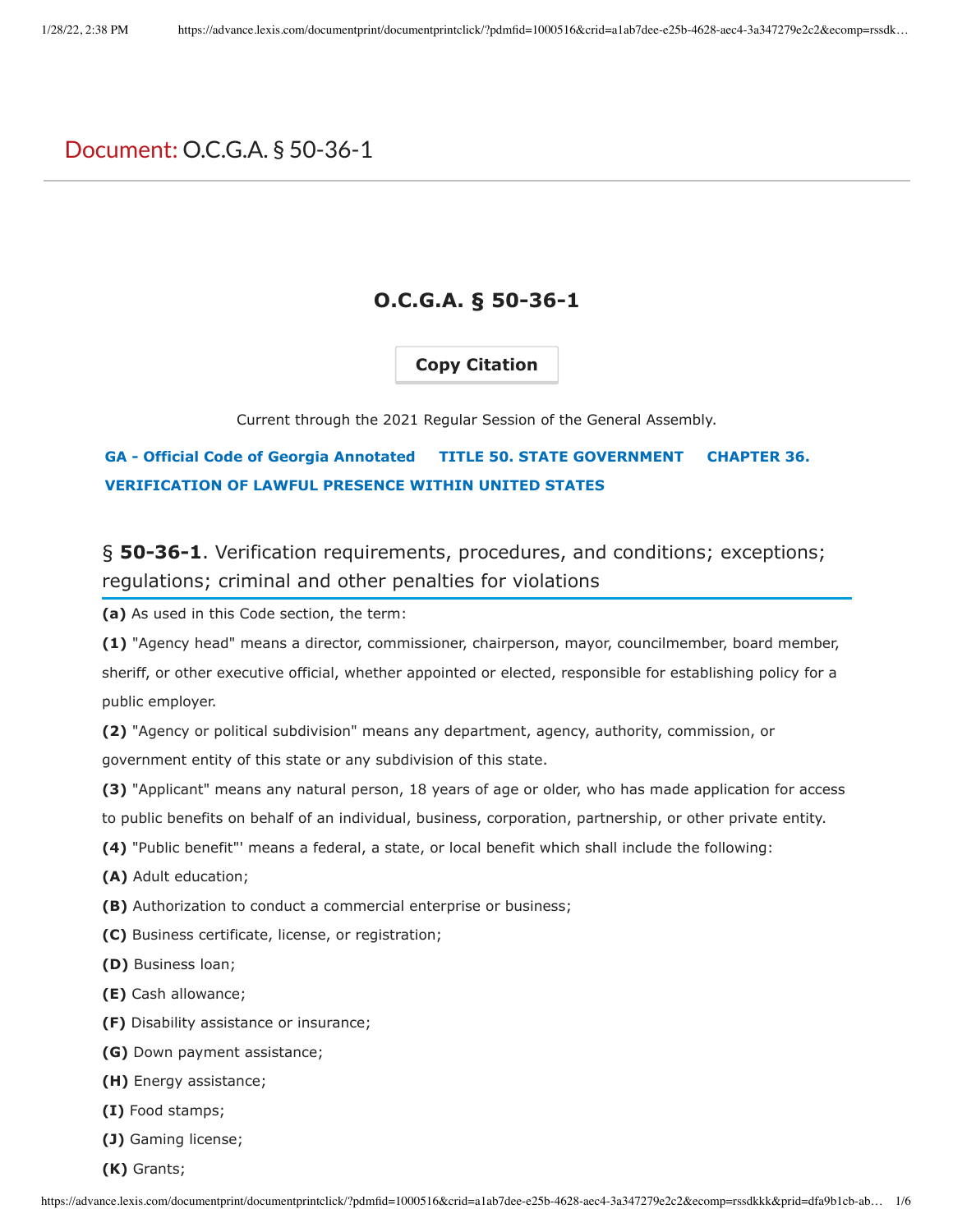# Document: O.C.G.A. § 50-36-1

## O.C.G.A. § 50-36-1

Copy Citation

Current through the 2021 Regular Session of the General Assembly.

GA - Official Code of Georgia Annotated    TITLE 50. STATE GOVERNMENT    CHAPTER 36. VERIFICATION OF LAWFUL PRESENCE WITHIN UNITED STATES

### § **50-36-1**. Verification requirements, procedures, and conditions; exceptions; regulations; criminal and other penalties for violations

**(a)** As used in this Code section, the term:

**(1)** "Agency head" means a director, commissioner, chairperson, mayor, councilmember, board member, sheriff, or other executive official, whether appointed or elected, responsible for establishing policy for a public employer.

**(2)** "Agency or political subdivision" means any department, agency, authority, commission, or government entity of this state or any subdivision of this state.

**(3)** "Applicant" means any natural person, 18 years of age or older, who has made application for access to public benefits on behalf of an individual, business, corporation, partnership, or other private entity.

**(4)** "Public benefit"' means a federal, a state, or local benefit which shall include the following:

**(A)** Adult education;

**(B)** Authorization to conduct a commercial enterprise or business;

**(C)** Business certificate, license, or registration;

**(D)** Business loan;

**(E)** Cash allowance;

**(F)** Disability assistance or insurance;

**(G)** Down payment assistance;

**(H)** Energy assistance;

**(I)** Food stamps;

**(J)** Gaming license;

**(K)** Grants;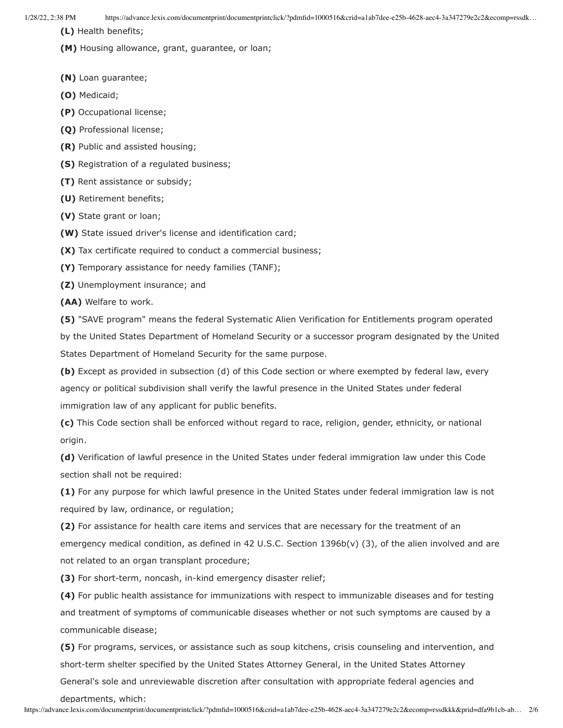**(L)** Health benefits;

**(M)** Housing allowance, grant, guarantee, or loan;

**(N)** Loan guarantee;

**(O)** Medicaid;

**(P)** Occupational license;

**(Q)** Professional license;

**(R)** Public and assisted housing;

**(S)** Registration of a regulated business;

**(T)** Rent assistance or subsidy;

**(U)** Retirement benefits;

**(V)** State grant or loan;

**(W)** State issued driver's license and identification card;

**(X)** Tax certificate required to conduct a commercial business;

**(Y)** Temporary assistance for needy families (TANF);

**(Z)** Unemployment insurance; and

**(AA)** Welfare to work.

**(5)** "SAVE program" means the federal Systematic Alien Verification for Entitlements program operated by the United States Department of Homeland Security or a successor program designated by the United States Department of Homeland Security for the same purpose.

**(b)** Except as provided in subsection (d) of this Code section or where exempted by federal law, every agency or political subdivision shall verify the lawful presence in the United States under federal immigration law of any applicant for public benefits.

**(c)** This Code section shall be enforced without regard to race, religion, gender, ethnicity, or national origin.

**(d)** Verification of lawful presence in the United States under federal immigration law under this Code section shall not be required:

**(1)** For any purpose for which lawful presence in the United States under federal immigration law is not required by law, ordinance, or regulation;

**(2)** For assistance for health care items and services that are necessary for the treatment of an emergency medical condition, as defined in 42 U.S.C. Section 1396b(v) (3), of the alien involved and are not related to an organ transplant procedure;

**(3)** For short-term, noncash, in-kind emergency disaster relief;

**(4)** For public health assistance for immunizations with respect to immunizable diseases and for testing and treatment of symptoms of communicable diseases whether or not such symptoms are caused by a communicable disease;

**(5)** For programs, services, or assistance such as soup kitchens, crisis counseling and intervention, and short-term shelter specified by the United States Attorney General, in the United States Attorney General's sole and unreviewable discretion after consultation with appropriate federal agencies and departments, which: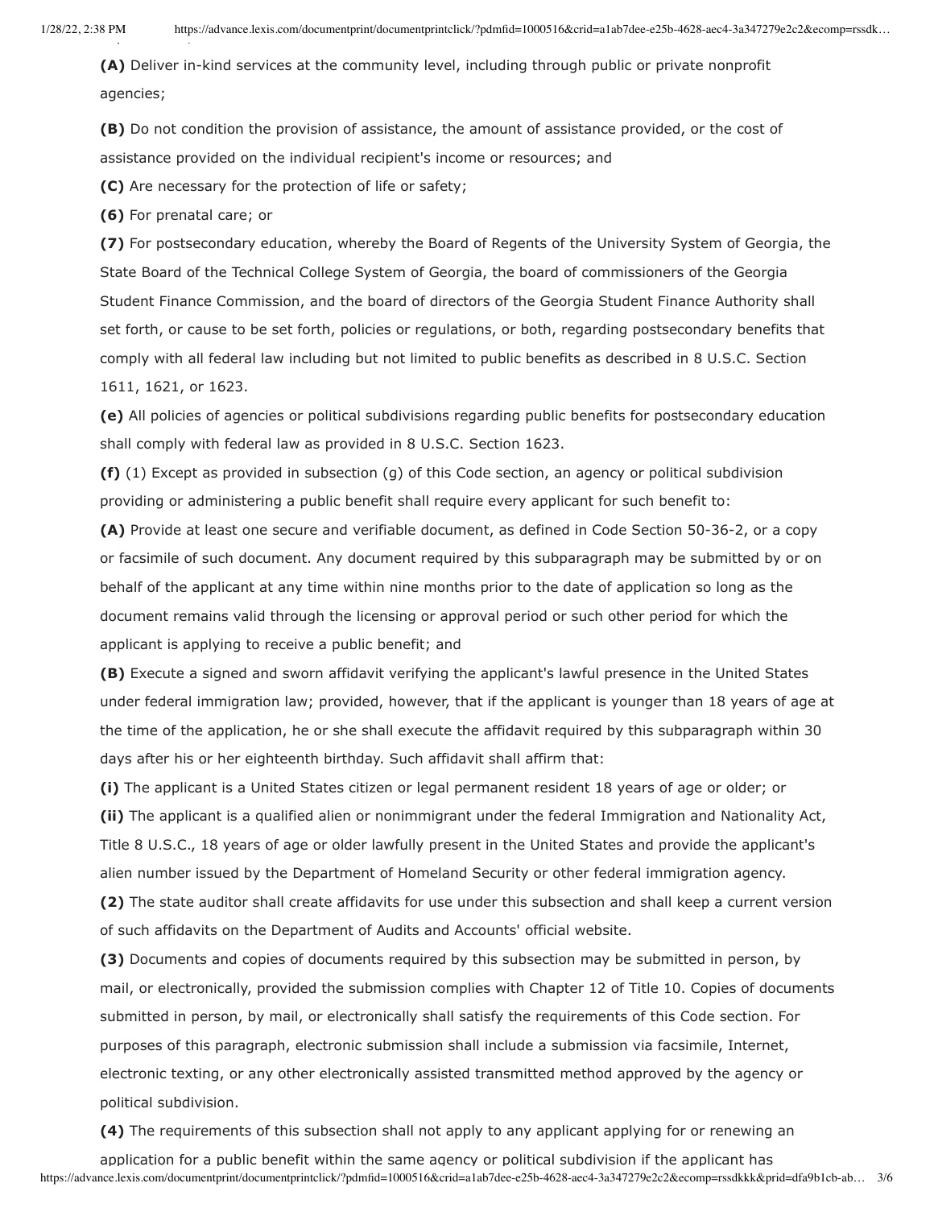**(A)** Deliver in-kind services at the community level, including through public or private nonprofit agencies;

**(B)** Do not condition the provision of assistance, the amount of assistance provided, or the cost of assistance provided on the individual recipient's income or resources; and

**(C)** Are necessary for the protection of life or safety;

**(6)** For prenatal care; or

**(7)** For postsecondary education, whereby the Board of Regents of the University System of Georgia, the State Board of the Technical College System of Georgia, the board of commissioners of the Georgia Student Finance Commission, and the board of directors of the Georgia Student Finance Authority shall set forth, or cause to be set forth, policies or regulations, or both, regarding postsecondary benefits that comply with all federal law including but not limited to public benefits as described in 8 U.S.C. Section 1611, 1621, or 1623.

**(e)** All policies of agencies or political subdivisions regarding public benefits for postsecondary education shall comply with federal law as provided in 8 U.S.C. Section 1623.

**(f)** (1) Except as provided in subsection (g) of this Code section, an agency or political subdivision providing or administering a public benefit shall require every applicant for such benefit to:

**(A)** Provide at least one secure and verifiable document, as defined in Code Section 50-36-2, or a copy or facsimile of such document. Any document required by this subparagraph may be submitted by or on behalf of the applicant at any time within nine months prior to the date of application so long as the document remains valid through the licensing or approval period or such other period for which the applicant is applying to receive a public benefit; and

**(B)** Execute a signed and sworn affidavit verifying the applicant's lawful presence in the United States under federal immigration law; provided, however, that if the applicant is younger than 18 years of age at the time of the application, he or she shall execute the affidavit required by this subparagraph within 30 days after his or her eighteenth birthday. Such affidavit shall affirm that:

**(i)** The applicant is a United States citizen or legal permanent resident 18 years of age or older; or

**(ii)** The applicant is a qualified alien or nonimmigrant under the federal Immigration and Nationality Act, Title 8 U.S.C., 18 years of age or older lawfully present in the United States and provide the applicant's alien number issued by the Department of Homeland Security or other federal immigration agency.

**(2)** The state auditor shall create affidavits for use under this subsection and shall keep a current version of such affidavits on the Department of Audits and Accounts' official website.

**(3)** Documents and copies of documents required by this subsection may be submitted in person, by mail, or electronically, provided the submission complies with Chapter 12 of Title 10. Copies of documents submitted in person, by mail, or electronically shall satisfy the requirements of this Code section. For purposes of this paragraph, electronic submission shall include a submission via facsimile, Internet, electronic texting, or any other electronically assisted transmitted method approved by the agency or political subdivision.

**(4)** The requirements of this subsection shall not apply to any applicant applying for or renewing an application for a public benefit within the same agency or political subdivision if the applicant has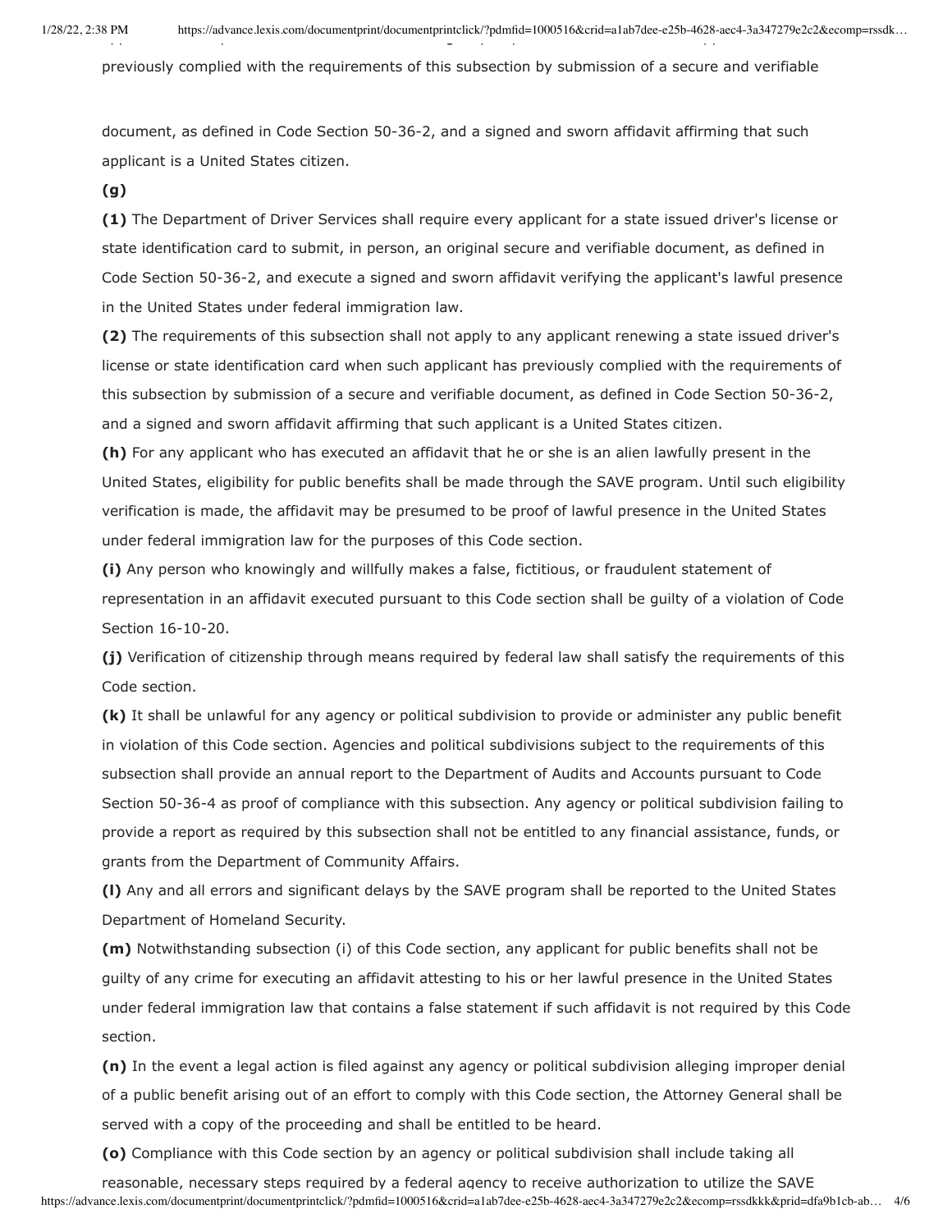previously complied with the requirements of this subsection by submission of a secure and verifiable

document, as defined in Code Section 50-36-2, and a signed and sworn affidavit affirming that such applicant is a United States citizen.

**(g)**

**(1)** The Department of Driver Services shall require every applicant for a state issued driver's license or state identification card to submit, in person, an original secure and verifiable document, as defined in Code Section 50-36-2, and execute a signed and sworn affidavit verifying the applicant's lawful presence in the United States under federal immigration law.

**(2)** The requirements of this subsection shall not apply to any applicant renewing a state issued driver's license or state identification card when such applicant has previously complied with the requirements of this subsection by submission of a secure and verifiable document, as defined in Code Section 50-36-2, and a signed and sworn affidavit affirming that such applicant is a United States citizen.

**(h)** For any applicant who has executed an affidavit that he or she is an alien lawfully present in the United States, eligibility for public benefits shall be made through the SAVE program. Until such eligibility verification is made, the affidavit may be presumed to be proof of lawful presence in the United States under federal immigration law for the purposes of this Code section.

**(i)** Any person who knowingly and willfully makes a false, fictitious, or fraudulent statement of representation in an affidavit executed pursuant to this Code section shall be guilty of a violation of Code Section 16-10-20.

**(j)** Verification of citizenship through means required by federal law shall satisfy the requirements of this Code section.

**(k)** It shall be unlawful for any agency or political subdivision to provide or administer any public benefit in violation of this Code section. Agencies and political subdivisions subject to the requirements of this subsection shall provide an annual report to the Department of Audits and Accounts pursuant to Code Section 50-36-4 as proof of compliance with this subsection. Any agency or political subdivision failing to provide a report as required by this subsection shall not be entitled to any financial assistance, funds, or grants from the Department of Community Affairs.

**(l)** Any and all errors and significant delays by the SAVE program shall be reported to the United States Department of Homeland Security.

**(m)** Notwithstanding subsection (i) of this Code section, any applicant for public benefits shall not be guilty of any crime for executing an affidavit attesting to his or her lawful presence in the United States under federal immigration law that contains a false statement if such affidavit is not required by this Code section.

**(n)** In the event a legal action is filed against any agency or political subdivision alleging improper denial of a public benefit arising out of an effort to comply with this Code section, the Attorney General shall be served with a copy of the proceeding and shall be entitled to be heard.

**(o)** Compliance with this Code section by an agency or political subdivision shall include taking all reasonable, necessary steps required by a federal agency to receive authorization to utilize the SAVE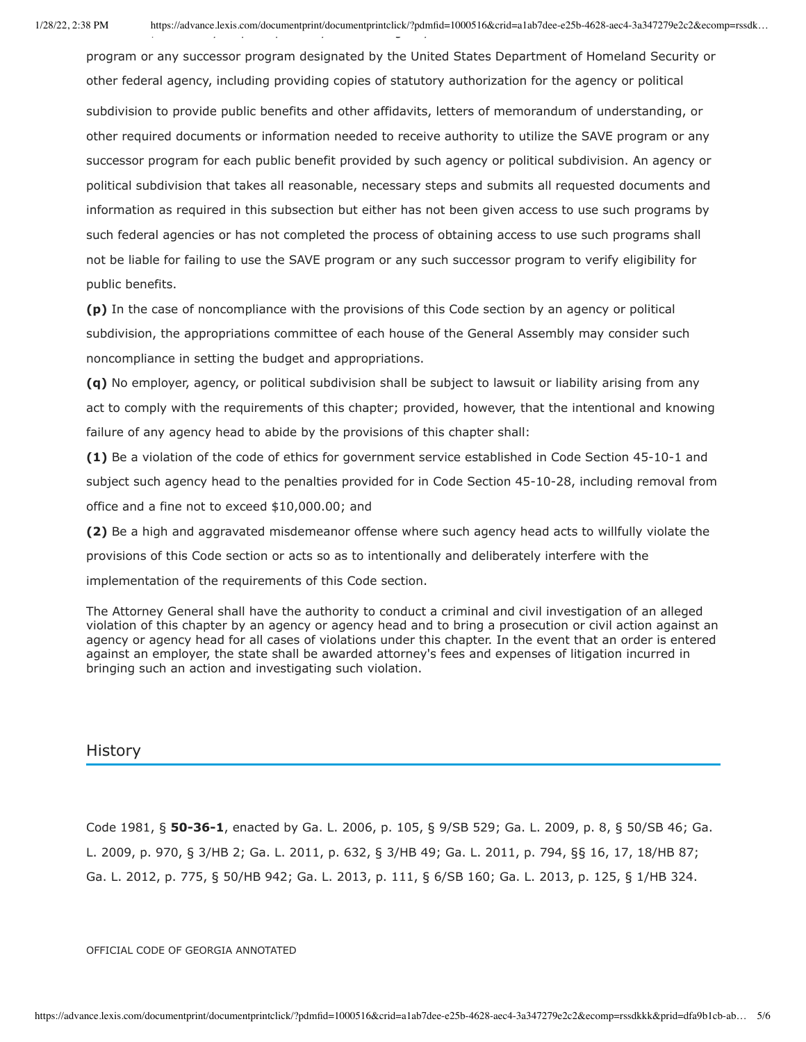program or any successor program designated by the United States Department of Homeland Security or other federal agency, including providing copies of statutory authorization for the agency or political subdivision to provide public benefits and other affidavits, letters of memorandum of understanding, or other required documents or information needed to receive authority to utilize the SAVE program or any successor program for each public benefit provided by such agency or political subdivision. An agency or political subdivision that takes all reasonable, necessary steps and submits all requested documents and information as required in this subsection but either has not been given access to use such programs by such federal agencies or has not completed the process of obtaining access to use such programs shall not be liable for failing to use the SAVE program or any such successor program to verify eligibility for public benefits.

**(p)** In the case of noncompliance with the provisions of this Code section by an agency or political subdivision, the appropriations committee of each house of the General Assembly may consider such noncompliance in setting the budget and appropriations.

**(q)** No employer, agency, or political subdivision shall be subject to lawsuit or liability arising from any act to comply with the requirements of this chapter; provided, however, that the intentional and knowing failure of any agency head to abide by the provisions of this chapter shall:

**(1)** Be a violation of the code of ethics for government service established in Code Section 45-10-1 and subject such agency head to the penalties provided for in Code Section 45-10-28, including removal from office and a fine not to exceed $10,000.00; and

**(2)** Be a high and aggravated misdemeanor offense where such agency head acts to willfully violate the provisions of this Code section or acts so as to intentionally and deliberately interfere with the implementation of the requirements of this Code section.

The Attorney General shall have the authority to conduct a criminal and civil investigation of an alleged violation of this chapter by an agency or agency head and to bring a prosecution or civil action against an agency or agency head for all cases of violations under this chapter. In the event that an order is entered against an employer, the state shall be awarded attorney's fees and expenses of litigation incurred in bringing such an action and investigating such violation.

## History

Code 1981, § **50-36-1**, enacted by Ga. L. 2006, p. 105, § 9/SB 529; Ga. L. 2009, p. 8, § 50/SB 46; Ga. L. 2009, p. 970, § 3/HB 2; Ga. L. 2011, p. 632, § 3/HB 49; Ga. L. 2011, p. 794, §§ 16, 17, 18/HB 87; Ga. L. 2012, p. 775, § 50/HB 942; Ga. L. 2013, p. 111, § 6/SB 160; Ga. L. 2013, p. 125, § 1/HB 324.

OFFICIAL CODE OF GEORGIA ANNOTATED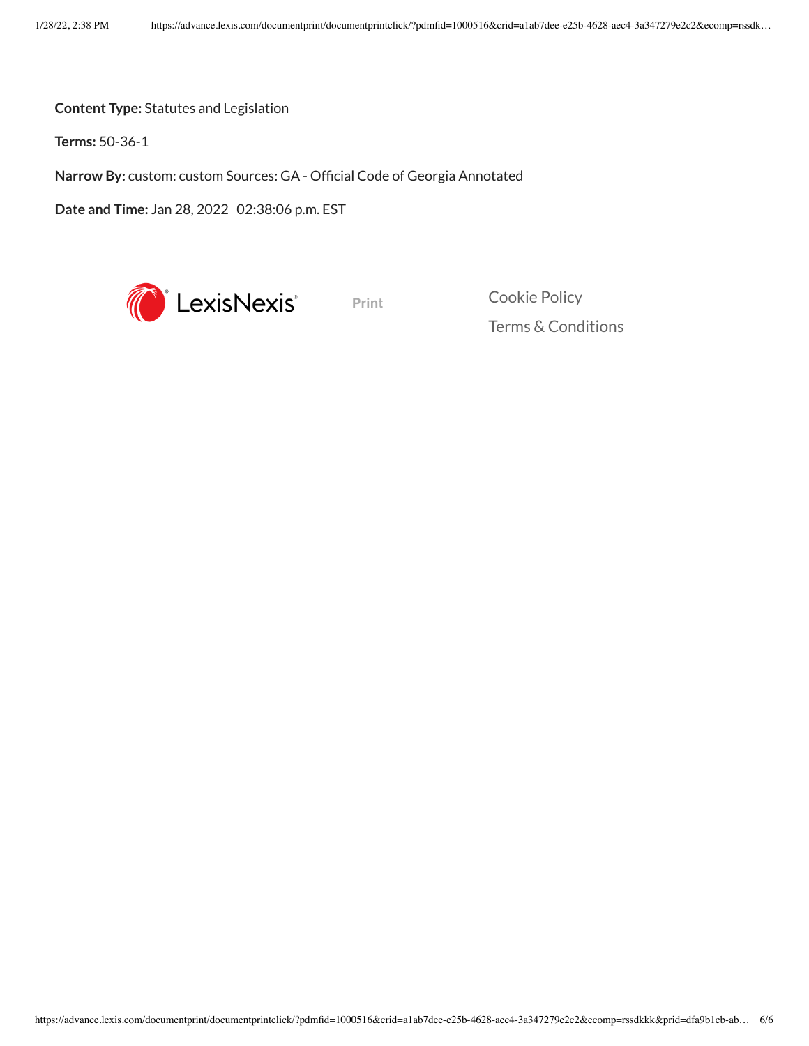**Content Type:** Statutes and Legislation

**Terms:** 50-36-1

**Narrow By:** custom: custom Sources: GA - Official Code of Georgia Annotated

**Date and Time:** Jan 28, 2022 02:38:06 p.m. EST

LexisNexis®

Print

Cookie Policy

Terms & Conditions